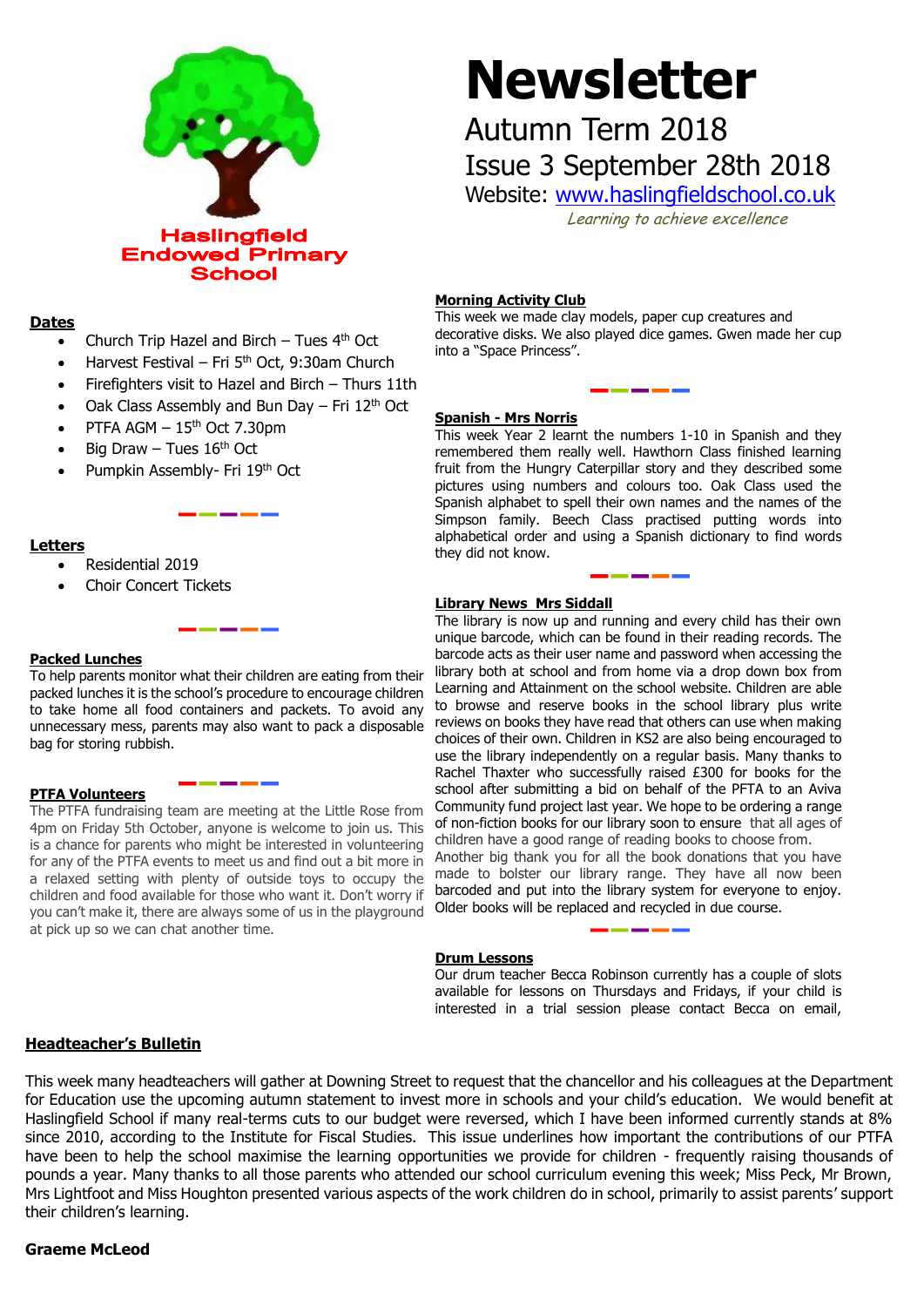Haslingfield Endowed Primary School

# Newsletter

Autumn Term 2018

Issue 3 September 28th 2018

Website: www.haslingfieldschool.co.uk

*Learning to achieve excellence*

## Dates

- Church Trip Hazel and Birch – Tues 4th Oct
- Harvest Festival – Fri 5th Oct, 9:30am Church
- Firefighters visit to Hazel and Birch – Thurs 11th
- Oak Class Assembly and Bun Day – Fri 12th Oct
- PTFA AGM – 15th Oct 7.30pm
- Big Draw – Tues 16th Oct
- Pumpkin Assembly- Fri 19th Oct

## Letters

- Residential 2019
- Choir Concert Tickets

## Packed Lunches

To help parents monitor what their children are eating from their packed lunches it is the school's procedure to encourage children to take home all food containers and packets. To avoid any unnecessary mess, parents may also want to pack a disposable bag for storing rubbish.

## PTFA Volunteers

The PTFA fundraising team are meeting at the Little Rose from 4pm on Friday 5th October, anyone is welcome to join us. This is a chance for parents who might be interested in volunteering for any of the PTFA events to meet us and find out a bit more in a relaxed setting with plenty of outside toys to occupy the children and food available for those who want it. Don't worry if you can't make it, there are always some of us in the playground at pick up so we can chat another time.

## Morning Activity Club

This week we made clay models, paper cup creatures and decorative disks. We also played dice games. Gwen made her cup into a "Space Princess".

## Spanish - Mrs Norris

This week Year 2 learnt the numbers 1-10 in Spanish and they remembered them really well. Hawthorn Class finished learning fruit from the Hungry Caterpillar story and they described some pictures using numbers and colours too. Oak Class used the Spanish alphabet to spell their own names and the names of the Simpson family. Beech Class practised putting words into alphabetical order and using a Spanish dictionary to find words they did not know.

## Library News Mrs Siddall

The library is now up and running and every child has their own unique barcode, which can be found in their reading records. The barcode acts as their user name and password when accessing the library both at school and from home via a drop down box from Learning and Attainment on the school website. Children are able to browse and reserve books in the school library plus write reviews on books they have read that others can use when making choices of their own. Children in KS2 are also being encouraged to use the library independently on a regular basis. Many thanks to Rachel Thaxter who successfully raised £300 for books for the school after submitting a bid on behalf of the PFTA to an Aviva Community fund project last year. We hope to be ordering a range of non-fiction books for our library soon to ensure that all ages of children have a good range of reading books to choose from. Another big thank you for all the book donations that you have made to bolster our library range. They have all now been barcoded and put into the library system for everyone to enjoy. Older books will be replaced and recycled in due course.

## Drum Lessons

Our drum teacher Becca Robinson currently has a couple of slots available for lessons on Thursdays and Fridays, if your child is interested in a trial session please contact Becca on email,

## Headteacher's Bulletin

This week many headteachers will gather at Downing Street to request that the chancellor and his colleagues at the Department for Education use the upcoming autumn statement to invest more in schools and your child's education. We would benefit at Haslingfield School if many real-terms cuts to our budget were reversed, which I have been informed currently stands at 8% since 2010, according to the Institute for Fiscal Studies. This issue underlines how important the contributions of our PTFA have been to help the school maximise the learning opportunities we provide for children - frequently raising thousands of pounds a year. Many thanks to all those parents who attended our school curriculum evening this week; Miss Peck, Mr Brown, Mrs Lightfoot and Miss Houghton presented various aspects of the work children do in school, primarily to assist parents' support their children's learning.

**Graeme McLeod**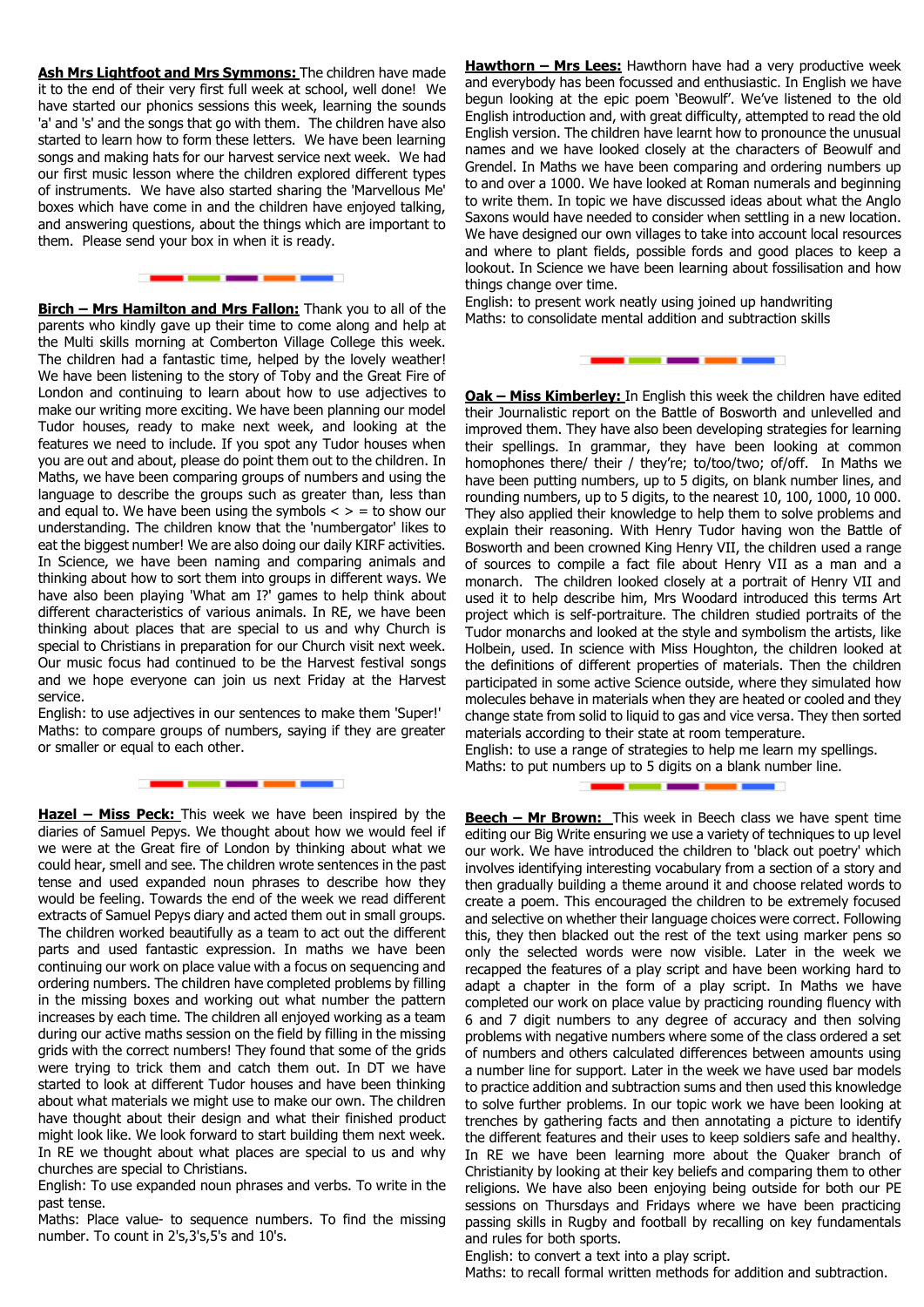**Ash Mrs Lightfoot and Mrs Symmons:** The children have made it to the end of their very first full week at school, well done! We have started our phonics sessions this week, learning the sounds 'a' and 's' and the songs that go with them. The children have also started to learn how to form these letters. We have been learning songs and making hats for our harvest service next week. We had our first music lesson where the children explored different types of instruments. We have also started sharing the 'Marvellous Me' boxes which have come in and the children have enjoyed talking, and answering questions, about the things which are important to them. Please send your box in when it is ready.

**Birch – Mrs Hamilton and Mrs Fallon:** Thank you to all of the parents who kindly gave up their time to come along and help at the Multi skills morning at Comberton Village College this week. The children had a fantastic time, helped by the lovely weather! We have been listening to the story of Toby and the Great Fire of London and continuing to learn about how to use adjectives to make our writing more exciting. We have been planning our model Tudor houses, ready to make next week, and looking at the features we need to include. If you spot any Tudor houses when you are out and about, please do point them out to the children. In Maths, we have been comparing groups of numbers and using the language to describe the groups such as greater than, less than and equal to. We have been using the symbols < > = to show our understanding. The children know that the 'numbergator' likes to eat the biggest number! We are also doing our daily KIRF activities. In Science, we have been naming and comparing animals and thinking about how to sort them into groups in different ways. We have also been playing 'What am I?' games to help think about different characteristics of various animals. In RE, we have been thinking about places that are special to us and why Church is special to Christians in preparation for our Church visit next week. Our music focus had continued to be the Harvest festival songs and we hope everyone can join us next Friday at the Harvest service.

English: to use adjectives in our sentences to make them 'Super!'
Maths: to compare groups of numbers, saying if they are greater or smaller or equal to each other.

**Hazel – Miss Peck:** This week we have been inspired by the diaries of Samuel Pepys. We thought about how we would feel if we were at the Great fire of London by thinking about what we could hear, smell and see. The children wrote sentences in the past tense and used expanded noun phrases to describe how they would be feeling. Towards the end of the week we read different extracts of Samuel Pepys diary and acted them out in small groups. The children worked beautifully as a team to act out the different parts and used fantastic expression. In maths we have been continuing our work on place value with a focus on sequencing and ordering numbers. The children have completed problems by filling in the missing boxes and working out what number the pattern increases by each time. The children all enjoyed working as a team during our active maths session on the field by filling in the missing grids with the correct numbers! They found that some of the grids were trying to trick them and catch them out. In DT we have started to look at different Tudor houses and have been thinking about what materials we might use to make our own. The children have thought about their design and what their finished product might look like. We look forward to start building them next week. In RE we thought about what places are special to us and why churches are special to Christians.

English: To use expanded noun phrases and verbs. To write in the past tense.
Maths: Place value- to sequence numbers. To find the missing number. To count in 2's,3's,5's and 10's.

**Hawthorn – Mrs Lees:** Hawthorn have had a very productive week and everybody has been focussed and enthusiastic. In English we have begun looking at the epic poem 'Beowulf'. We've listened to the old English introduction and, with great difficulty, attempted to read the old English version. The children have learnt how to pronounce the unusual names and we have looked closely at the characters of Beowulf and Grendel. In Maths we have been comparing and ordering numbers up to and over a 1000. We have looked at Roman numerals and beginning to write them. In topic we have discussed ideas about what the Anglo Saxons would have needed to consider when settling in a new location. We have designed our own villages to take into account local resources and where to plant fields, possible fords and good places to keep a lookout. In Science we have been learning about fossilisation and how things change over time.

English: to present work neatly using joined up handwriting
Maths: to consolidate mental addition and subtraction skills

**Oak – Miss Kimberley:** In English this week the children have edited their Journalistic report on the Battle of Bosworth and unlevelled and improved them. They have also been developing strategies for learning their spellings. In grammar, they have been looking at common homophones there/ their / they're; to/too/two; of/off. In Maths we have been putting numbers, up to 5 digits, on blank number lines, and rounding numbers, up to 5 digits, to the nearest 10, 100, 1000, 10 000. They also applied their knowledge to help them to solve problems and explain their reasoning. With Henry Tudor having won the Battle of Bosworth and been crowned King Henry VII, the children used a range of sources to compile a fact file about Henry VII as a man and a monarch. The children looked closely at a portrait of Henry VII and used it to help describe him, Mrs Woodard introduced this terms Art project which is self-portraiture. The children studied portraits of the Tudor monarchs and looked at the style and symbolism the artists, like Holbein, used. In science with Miss Houghton, the children looked at the definitions of different properties of materials. Then the children participated in some active Science outside, where they simulated how molecules behave in materials when they are heated or cooled and they change state from solid to liquid to gas and vice versa. They then sorted materials according to their state at room temperature.

English: to use a range of strategies to help me learn my spellings.
Maths: to put numbers up to 5 digits on a blank number line.

**Beech – Mr Brown:** This week in Beech class we have spent time editing our Big Write ensuring we use a variety of techniques to up level our work. We have introduced the children to 'black out poetry' which involves identifying interesting vocabulary from a section of a story and then gradually building a theme around it and choose related words to create a poem. This encouraged the children to be extremely focused and selective on whether their language choices were correct. Following this, they then blacked out the rest of the text using marker pens so only the selected words were now visible. Later in the week we recapped the features of a play script and have been working hard to adapt a chapter in the form of a play script. In Maths we have completed our work on place value by practicing rounding fluency with 6 and 7 digit numbers to any degree of accuracy and then solving problems with negative numbers where some of the class ordered a set of numbers and others calculated differences between amounts using a number line for support. Later in the week we have used bar models to practice addition and subtraction sums and then used this knowledge to solve further problems. In our topic work we have been looking at trenches by gathering facts and then annotating a picture to identify the different features and their uses to keep soldiers safe and healthy. In RE we have been learning more about the Quaker branch of Christianity by looking at their key beliefs and comparing them to other religions. We have also been enjoying being outside for both our PE sessions on Thursdays and Fridays where we have been practicing passing skills in Rugby and football by recalling on key fundamentals and rules for both sports.

English: to convert a text into a play script.
Maths: to recall formal written methods for addition and subtraction.